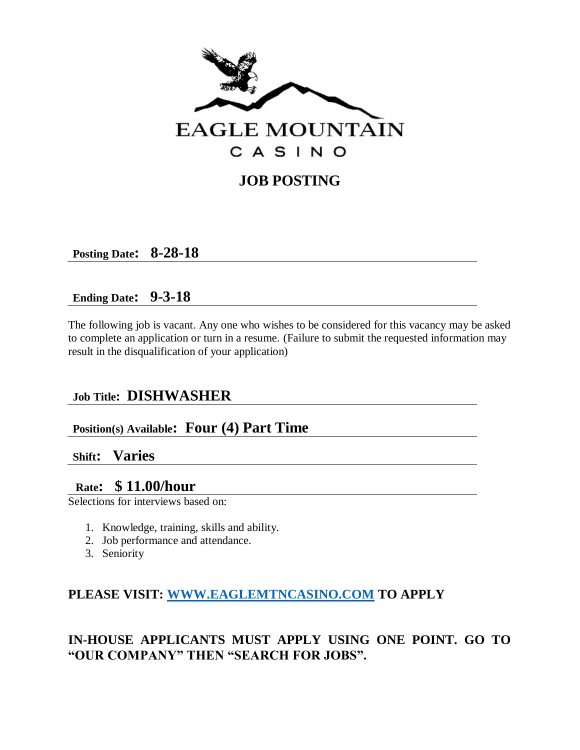# EAGLE MOUNTAIN

CASINO

## JOB POSTING

**Posting Date: 8-28-18**

**Ending Date: 9-3-18**

The following job is vacant. Any one who wishes to be considered for this vacancy may be asked to complete an application or turn in a resume. (Failure to submit the requested information may result in the disqualification of your application)

**Job Title: DISHWASHER**

**Position(s) Available: Four (4) Part Time**

**Shift: Varies**

**Rate: $ 11.00/hour**

Selections for interviews based on:

1. Knowledge, training, skills and ability.
2. Job performance and attendance.
3. Seniority

**PLEASE VISIT: [WWW.EAGLEMTNCASINO.COM](http://www.eaglemtncasino.com) TO APPLY**

**IN-HOUSE APPLICANTS MUST APPLY USING ONE POINT. GO TO "OUR COMPANY" THEN "SEARCH FOR JOBS".**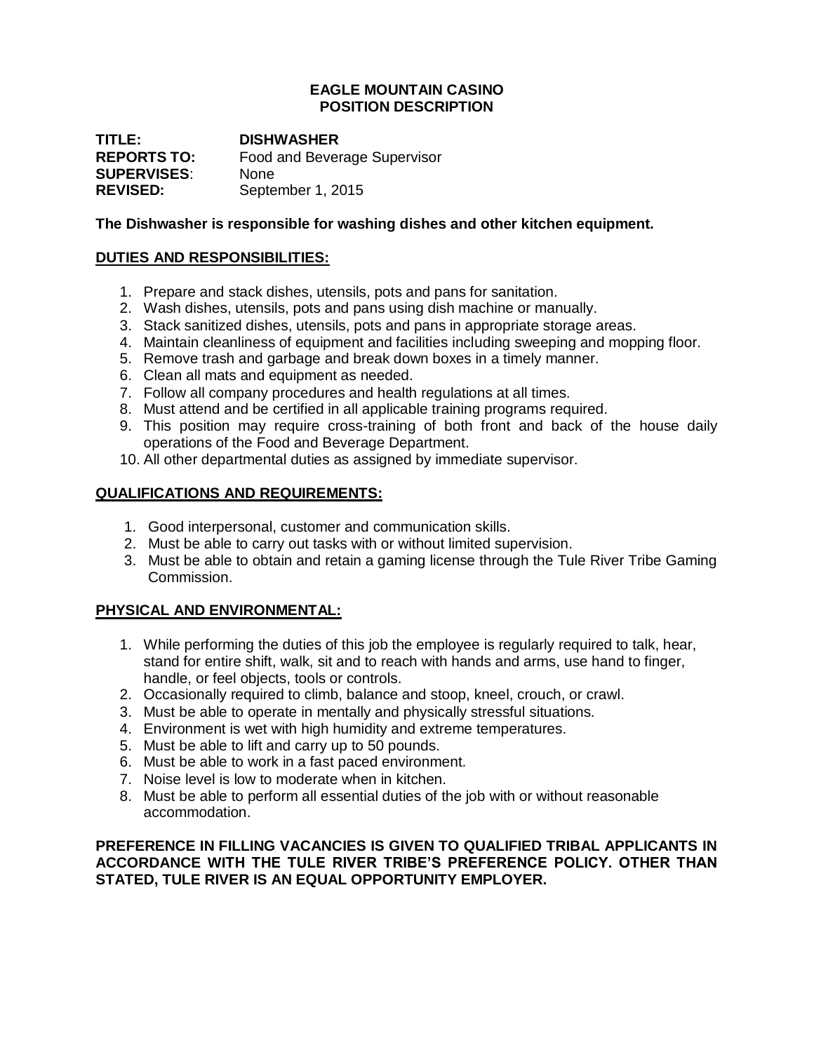**EAGLE MOUNTAIN CASINO**
**POSITION DESCRIPTION**

**TITLE:** **DISHWASHER**
**REPORTS TO:** Food and Beverage Supervisor
**SUPERVISES**: None
**REVISED:** September 1, 2015

**The Dishwasher is responsible for washing dishes and other kitchen equipment.**

## DUTIES AND RESPONSIBILITIES:

1. Prepare and stack dishes, utensils, pots and pans for sanitation.
2. Wash dishes, utensils, pots and pans using dish machine or manually.
3. Stack sanitized dishes, utensils, pots and pans in appropriate storage areas.
4. Maintain cleanliness of equipment and facilities including sweeping and mopping floor.
5. Remove trash and garbage and break down boxes in a timely manner.
6. Clean all mats and equipment as needed.
7. Follow all company procedures and health regulations at all times.
8. Must attend and be certified in all applicable training programs required.
9. This position may require cross-training of both front and back of the house daily operations of the Food and Beverage Department.
10. All other departmental duties as assigned by immediate supervisor.

## QUALIFICATIONS AND REQUIREMENTS:

1. Good interpersonal, customer and communication skills.
2. Must be able to carry out tasks with or without limited supervision.
3. Must be able to obtain and retain a gaming license through the Tule River Tribe Gaming Commission.

## PHYSICAL AND ENVIRONMENTAL:

1. While performing the duties of this job the employee is regularly required to talk, hear, stand for entire shift, walk, sit and to reach with hands and arms, use hand to finger, handle, or feel objects, tools or controls.
2. Occasionally required to climb, balance and stoop, kneel, crouch, or crawl.
3. Must be able to operate in mentally and physically stressful situations.
4. Environment is wet with high humidity and extreme temperatures.
5. Must be able to lift and carry up to 50 pounds.
6. Must be able to work in a fast paced environment.
7. Noise level is low to moderate when in kitchen.
8. Must be able to perform all essential duties of the job with or without reasonable accommodation.

**PREFERENCE IN FILLING VACANCIES IS GIVEN TO QUALIFIED TRIBAL APPLICANTS IN ACCORDANCE WITH THE TULE RIVER TRIBE'S PREFERENCE POLICY. OTHER THAN STATED, TULE RIVER IS AN EQUAL OPPORTUNITY EMPLOYER.**